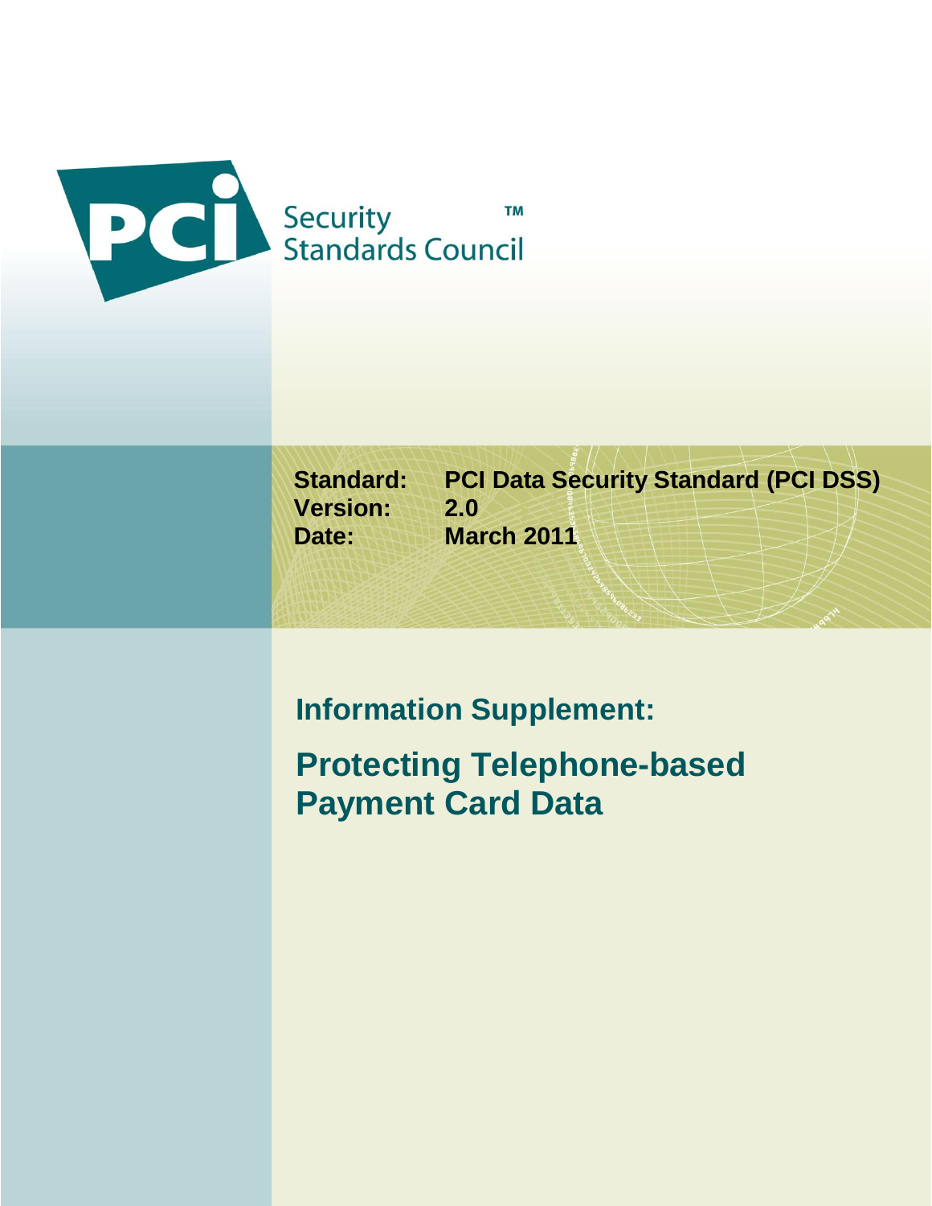PCI Security Standards Council™

**Standard:** PCI Data Security Standard (PCI DSS)
**Version:** 2.0
**Date:** March 2011

# Information Supplement:

# Protecting Telephone-based Payment Card Data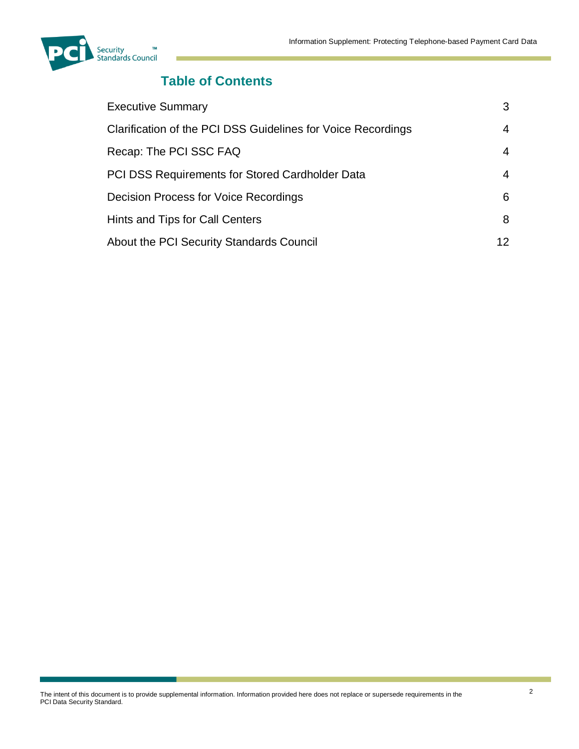# Table of Contents

| | |
|---|---|
| Executive Summary | 3 |
| Clarification of the PCI DSS Guidelines for Voice Recordings | 4 |
| Recap: The PCI SSC FAQ | 4 |
| PCI DSS Requirements for Stored Cardholder Data | 4 |
| Decision Process for Voice Recordings | 6 |
| Hints and Tips for Call Centers | 8 |
| About the PCI Security Standards Council | 12 |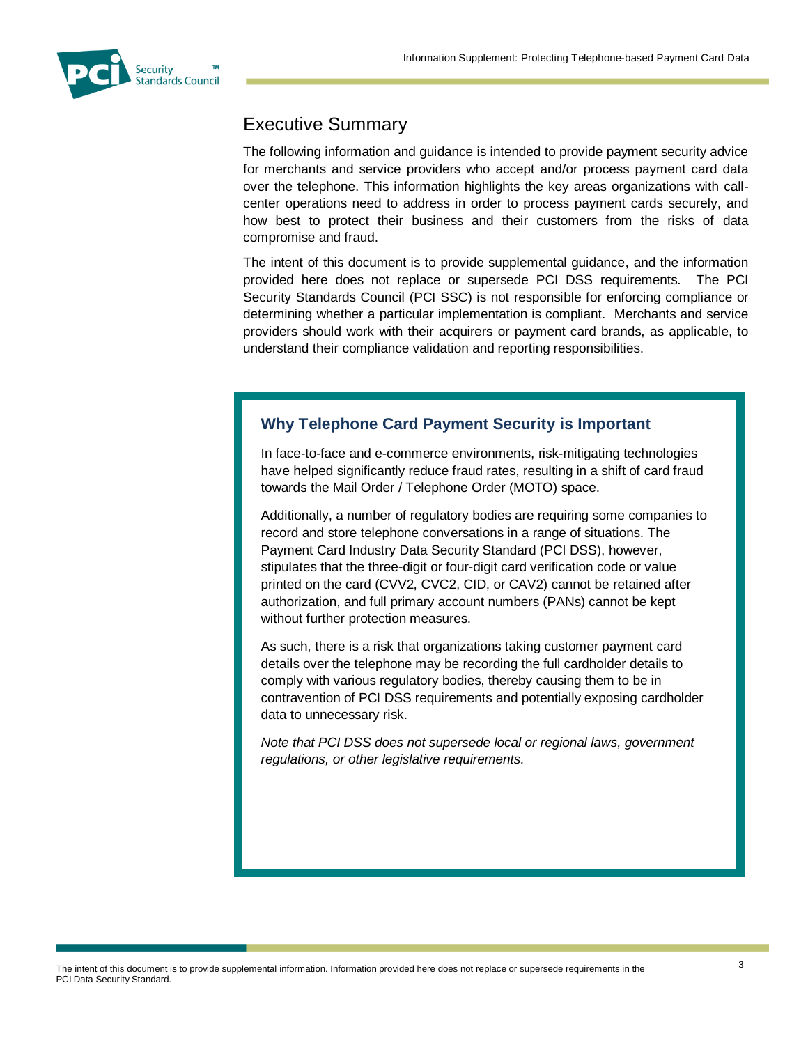# Executive Summary

The following information and guidance is intended to provide payment security advice for merchants and service providers who accept and/or process payment card data over the telephone. This information highlights the key areas organizations with call-center operations need to address in order to process payment cards securely, and how best to protect their business and their customers from the risks of data compromise and fraud.

The intent of this document is to provide supplemental guidance, and the information provided here does not replace or supersede PCI DSS requirements. The PCI Security Standards Council (PCI SSC) is not responsible for enforcing compliance or determining whether a particular implementation is compliant. Merchants and service providers should work with their acquirers or payment card brands, as applicable, to understand their compliance validation and reporting responsibilities.

### Why Telephone Card Payment Security is Important

In face-to-face and e-commerce environments, risk-mitigating technologies have helped significantly reduce fraud rates, resulting in a shift of card fraud towards the Mail Order / Telephone Order (MOTO) space.

Additionally, a number of regulatory bodies are requiring some companies to record and store telephone conversations in a range of situations. The Payment Card Industry Data Security Standard (PCI DSS), however, stipulates that the three-digit or four-digit card verification code or value printed on the card (CVV2, CVC2, CID, or CAV2) cannot be retained after authorization, and full primary account numbers (PANs) cannot be kept without further protection measures.

As such, there is a risk that organizations taking customer payment card details over the telephone may be recording the full cardholder details to comply with various regulatory bodies, thereby causing them to be in contravention of PCI DSS requirements and potentially exposing cardholder data to unnecessary risk.

*Note that PCI DSS does not supersede local or regional laws, government regulations, or other legislative requirements.*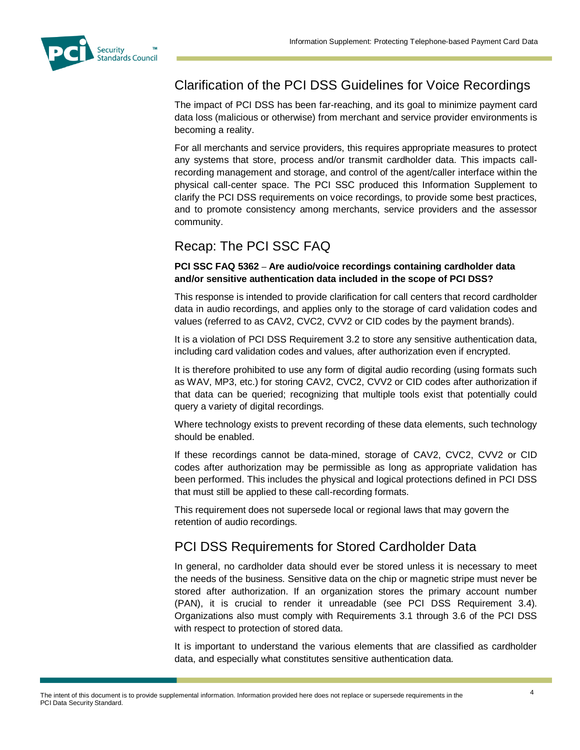## Clarification of the PCI DSS Guidelines for Voice Recordings

The impact of PCI DSS has been far-reaching, and its goal to minimize payment card data loss (malicious or otherwise) from merchant and service provider environments is becoming a reality.

For all merchants and service providers, this requires appropriate measures to protect any systems that store, process and/or transmit cardholder data. This impacts call-recording management and storage, and control of the agent/caller interface within the physical call-center space. The PCI SSC produced this Information Supplement to clarify the PCI DSS requirements on voice recordings, to provide some best practices, and to promote consistency among merchants, service providers and the assessor community.

## Recap: The PCI SSC FAQ

**PCI SSC FAQ 5362** – **Are audio/voice recordings containing cardholder data and/or sensitive authentication data included in the scope of PCI DSS?**

This response is intended to provide clarification for call centers that record cardholder data in audio recordings, and applies only to the storage of card validation codes and values (referred to as CAV2, CVC2, CVV2 or CID codes by the payment brands).

It is a violation of PCI DSS Requirement 3.2 to store any sensitive authentication data, including card validation codes and values, after authorization even if encrypted.

It is therefore prohibited to use any form of digital audio recording (using formats such as WAV, MP3, etc.) for storing CAV2, CVC2, CVV2 or CID codes after authorization if that data can be queried; recognizing that multiple tools exist that potentially could query a variety of digital recordings.

Where technology exists to prevent recording of these data elements, such technology should be enabled.

If these recordings cannot be data-mined, storage of CAV2, CVC2, CVV2 or CID codes after authorization may be permissible as long as appropriate validation has been performed. This includes the physical and logical protections defined in PCI DSS that must still be applied to these call-recording formats.

This requirement does not supersede local or regional laws that may govern the retention of audio recordings.

## PCI DSS Requirements for Stored Cardholder Data

In general, no cardholder data should ever be stored unless it is necessary to meet the needs of the business. Sensitive data on the chip or magnetic stripe must never be stored after authorization. If an organization stores the primary account number (PAN), it is crucial to render it unreadable (see PCI DSS Requirement 3.4). Organizations also must comply with Requirements 3.1 through 3.6 of the PCI DSS with respect to protection of stored data.

It is important to understand the various elements that are classified as cardholder data, and especially what constitutes sensitive authentication data.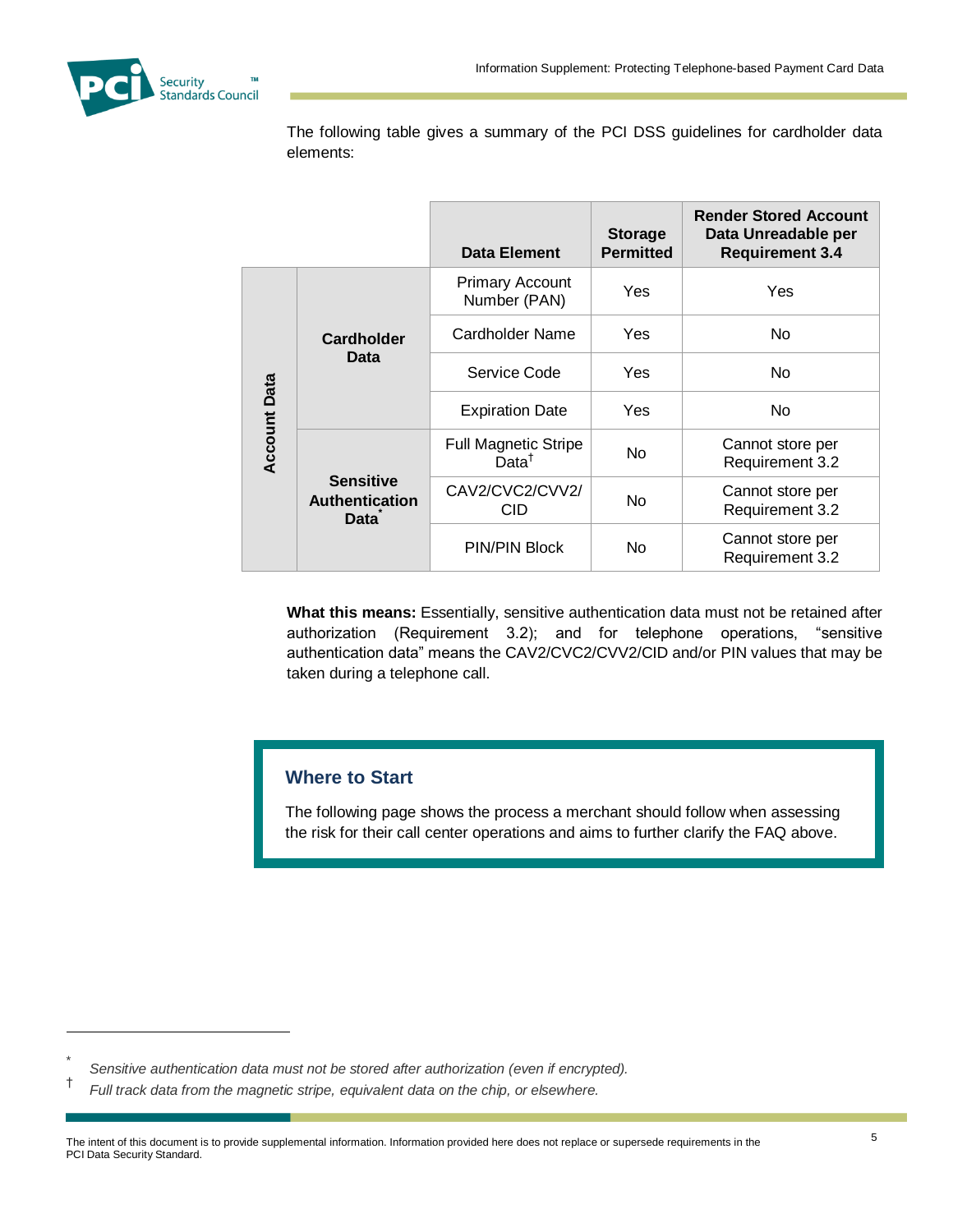The following table gives a summary of the PCI DSS guidelines for cardholder data elements:

| | | Data Element | Storage Permitted | Render Stored Account Data Unreadable per Requirement 3.4 |
|---|---|---|---|---|
| Account Data | Cardholder Data | Primary Account Number (PAN) | Yes | Yes |
| | | Cardholder Name | Yes | No |
| | | Service Code | Yes | No |
| | | Expiration Date | Yes | No |
| | Sensitive Authentication Data* | Full Magnetic Stripe Data† | No | Cannot store per Requirement 3.2 |
| | | CAV2/CVC2/CVV2/CID | No | Cannot store per Requirement 3.2 |
| | | PIN/PIN Block | No | Cannot store per Requirement 3.2 |

**What this means:** Essentially, sensitive authentication data must not be retained after authorization (Requirement 3.2); and for telephone operations, "sensitive authentication data" means the CAV2/CVC2/CVV2/CID and/or PIN values that may be taken during a telephone call.

### Where to Start

The following page shows the process a merchant should follow when assessing the risk for their call center operations and aims to further clarify the FAQ above.

---

\* *Sensitive authentication data must not be stored after authorization (even if encrypted).*

† *Full track data from the magnetic stripe, equivalent data on the chip, or elsewhere.*

The intent of this document is to provide supplemental information. Information provided here does not replace or supersede requirements in the PCI Data Security Standard.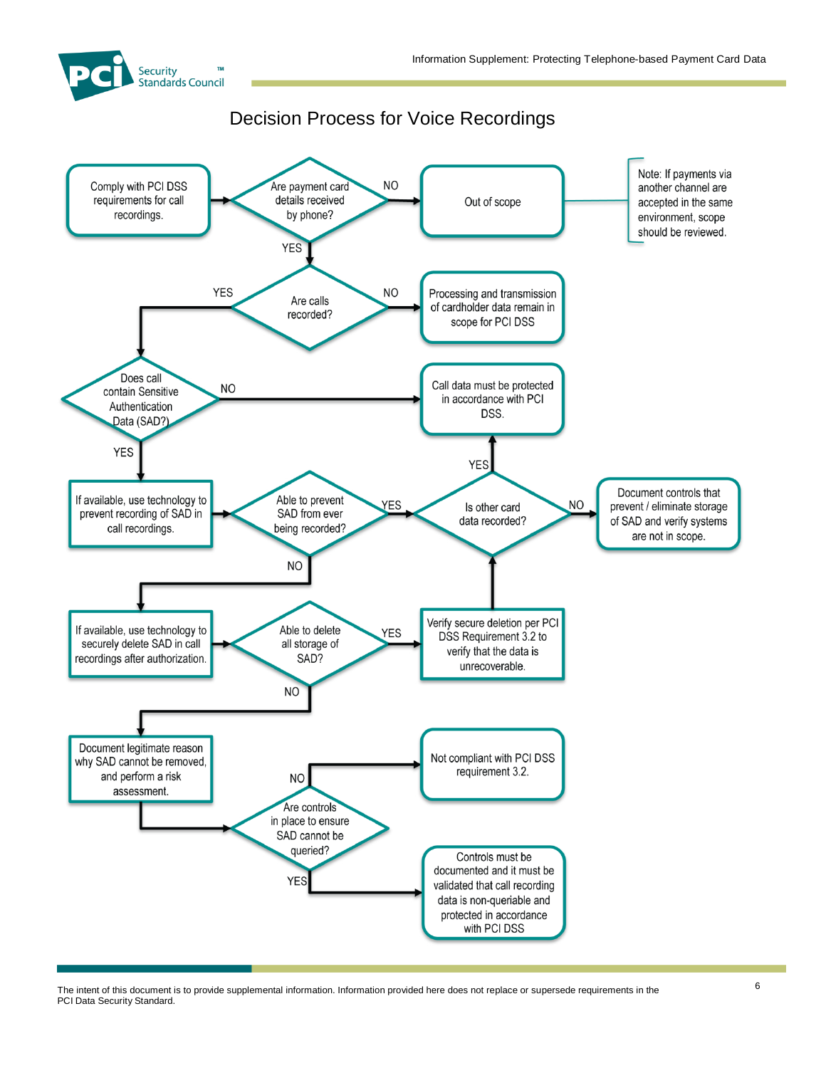# Decision Process for Voice Recordings

- **Comply with PCI DSS requirements for call recordings.** → **Are payment card details received by phone?**
  - NO → **Out of scope**
    - Note: If payments via another channel are accepted in the same environment, scope should be reviewed.
  - YES → **Are calls recorded?**
    - NO → **Processing and transmission of cardholder data remain in scope for PCI DSS**
    - YES → **Does call contain Sensitive Authentication Data (SAD?)**
      - NO → **Call data must be protected in accordance with PCI DSS.**
      - YES → **If available, use technology to prevent recording of SAD in call recordings.** → **Able to prevent SAD from ever being recorded?**
        - YES → **Is other card data recorded?**
          - YES → **Call data must be protected in accordance with PCI DSS.**
          - NO → **Document controls that prevent / eliminate storage of SAD and verify systems are not in scope.**
        - NO → **If available, use technology to securely delete SAD in call recordings after authorization.** → **Able to delete all storage of SAD?**
          - YES → **Verify secure deletion per PCI DSS Requirement 3.2 to verify that the data is unrecoverable.** → **Is other card data recorded?**
          - NO → **Document legitimate reason why SAD cannot be removed, and perform a risk assessment.** → **Are controls in place to ensure SAD cannot be queried?**
            - NO → **Not compliant with PCI DSS requirement 3.2.**
            - YES → **Controls must be documented and it must be validated that call recording data is non-queriable and protected in accordance with PCI DSS**

The intent of this document is to provide supplemental information. Information provided here does not replace or supersede requirements in the PCI Data Security Standard.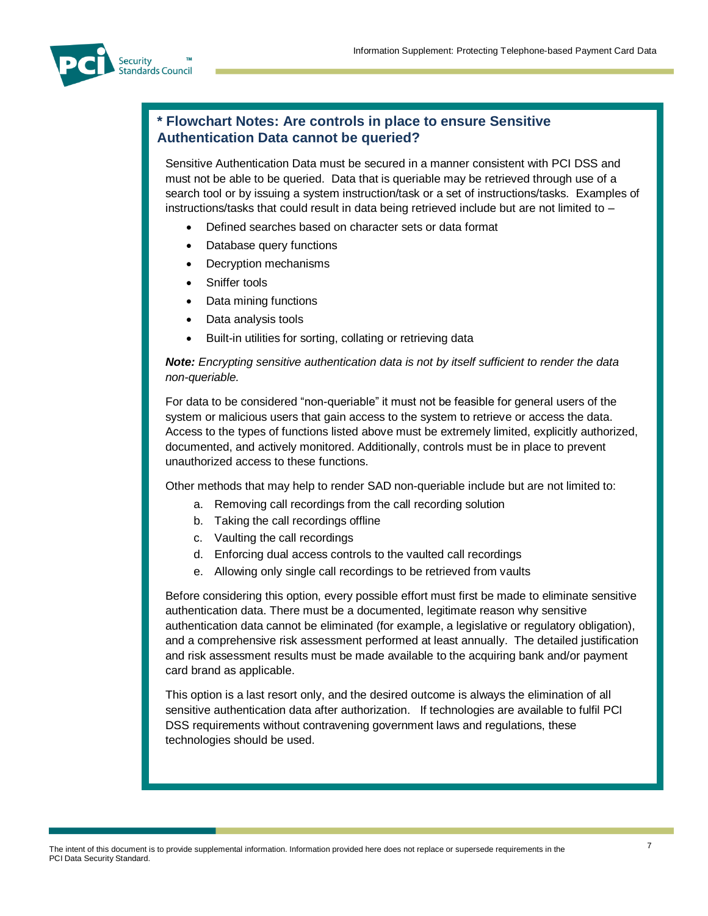## * Flowchart Notes: Are controls in place to ensure Sensitive Authentication Data cannot be queried?

Sensitive Authentication Data must be secured in a manner consistent with PCI DSS and must not be able to be queried. Data that is queriable may be retrieved through use of a search tool or by issuing a system instruction/task or a set of instructions/tasks. Examples of instructions/tasks that could result in data being retrieved include but are not limited to –

- Defined searches based on character sets or data format
- Database query functions
- Decryption mechanisms
- Sniffer tools
- Data mining functions
- Data analysis tools
- Built-in utilities for sorting, collating or retrieving data

***Note:*** *Encrypting sensitive authentication data is not by itself sufficient to render the data non-queriable.*

For data to be considered "non-queriable" it must not be feasible for general users of the system or malicious users that gain access to the system to retrieve or access the data. Access to the types of functions listed above must be extremely limited, explicitly authorized, documented, and actively monitored. Additionally, controls must be in place to prevent unauthorized access to these functions.

Other methods that may help to render SAD non-queriable include but are not limited to:

a. Removing call recordings from the call recording solution
b. Taking the call recordings offline
c. Vaulting the call recordings
d. Enforcing dual access controls to the vaulted call recordings
e. Allowing only single call recordings to be retrieved from vaults

Before considering this option, every possible effort must first be made to eliminate sensitive authentication data. There must be a documented, legitimate reason why sensitive authentication data cannot be eliminated (for example, a legislative or regulatory obligation), and a comprehensive risk assessment performed at least annually. The detailed justification and risk assessment results must be made available to the acquiring bank and/or payment card brand as applicable.

This option is a last resort only, and the desired outcome is always the elimination of all sensitive authentication data after authorization. If technologies are available to fulfil PCI DSS requirements without contravening government laws and regulations, these technologies should be used.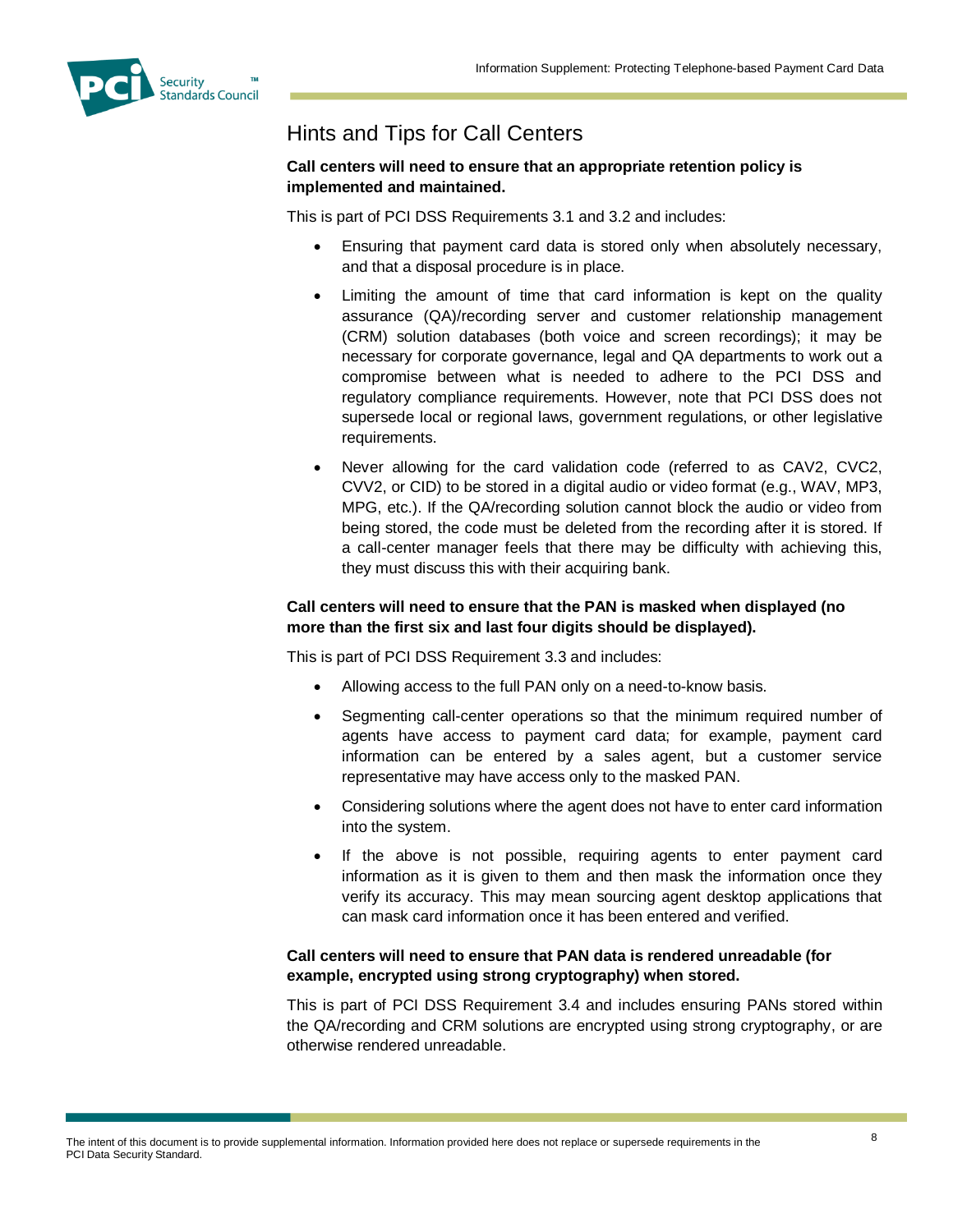## Hints and Tips for Call Centers

**Call centers will need to ensure that an appropriate retention policy is implemented and maintained.**

This is part of PCI DSS Requirements 3.1 and 3.2 and includes:

- Ensuring that payment card data is stored only when absolutely necessary, and that a disposal procedure is in place.
- Limiting the amount of time that card information is kept on the quality assurance (QA)/recording server and customer relationship management (CRM) solution databases (both voice and screen recordings); it may be necessary for corporate governance, legal and QA departments to work out a compromise between what is needed to adhere to the PCI DSS and regulatory compliance requirements. However, note that PCI DSS does not supersede local or regional laws, government regulations, or other legislative requirements.
- Never allowing for the card validation code (referred to as CAV2, CVC2, CVV2, or CID) to be stored in a digital audio or video format (e.g., WAV, MP3, MPG, etc.). If the QA/recording solution cannot block the audio or video from being stored, the code must be deleted from the recording after it is stored. If a call-center manager feels that there may be difficulty with achieving this, they must discuss this with their acquiring bank.

**Call centers will need to ensure that the PAN is masked when displayed (no more than the first six and last four digits should be displayed).**

This is part of PCI DSS Requirement 3.3 and includes:

- Allowing access to the full PAN only on a need-to-know basis.
- Segmenting call-center operations so that the minimum required number of agents have access to payment card data; for example, payment card information can be entered by a sales agent, but a customer service representative may have access only to the masked PAN.
- Considering solutions where the agent does not have to enter card information into the system.
- If the above is not possible, requiring agents to enter payment card information as it is given to them and then mask the information once they verify its accuracy. This may mean sourcing agent desktop applications that can mask card information once it has been entered and verified.

**Call centers will need to ensure that PAN data is rendered unreadable (for example, encrypted using strong cryptography) when stored.**

This is part of PCI DSS Requirement 3.4 and includes ensuring PANs stored within the QA/recording and CRM solutions are encrypted using strong cryptography, or are otherwise rendered unreadable.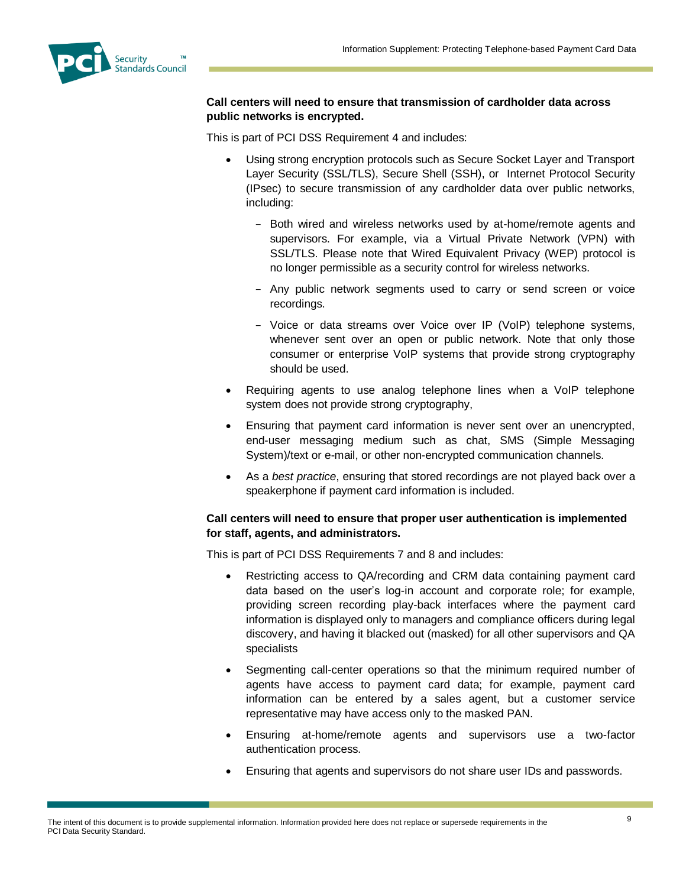**Call centers will need to ensure that transmission of cardholder data across public networks is encrypted.**

This is part of PCI DSS Requirement 4 and includes:

- Using strong encryption protocols such as Secure Socket Layer and Transport Layer Security (SSL/TLS), Secure Shell (SSH), or Internet Protocol Security (IPsec) to secure transmission of any cardholder data over public networks, including:
  - Both wired and wireless networks used by at-home/remote agents and supervisors. For example, via a Virtual Private Network (VPN) with SSL/TLS. Please note that Wired Equivalent Privacy (WEP) protocol is no longer permissible as a security control for wireless networks.
  - Any public network segments used to carry or send screen or voice recordings.
  - Voice or data streams over Voice over IP (VoIP) telephone systems, whenever sent over an open or public network. Note that only those consumer or enterprise VoIP systems that provide strong cryptography should be used.
- Requiring agents to use analog telephone lines when a VoIP telephone system does not provide strong cryptography,
- Ensuring that payment card information is never sent over an unencrypted, end-user messaging medium such as chat, SMS (Simple Messaging System)/text or e-mail, or other non-encrypted communication channels.
- As a *best practice*, ensuring that stored recordings are not played back over a speakerphone if payment card information is included.

**Call centers will need to ensure that proper user authentication is implemented for staff, agents, and administrators.**

This is part of PCI DSS Requirements 7 and 8 and includes:

- Restricting access to QA/recording and CRM data containing payment card data based on the user's log-in account and corporate role; for example, providing screen recording play-back interfaces where the payment card information is displayed only to managers and compliance officers during legal discovery, and having it blacked out (masked) for all other supervisors and QA specialists
- Segmenting call-center operations so that the minimum required number of agents have access to payment card data; for example, payment card information can be entered by a sales agent, but a customer service representative may have access only to the masked PAN.
- Ensuring at-home/remote agents and supervisors use a two-factor authentication process.
- Ensuring that agents and supervisors do not share user IDs and passwords.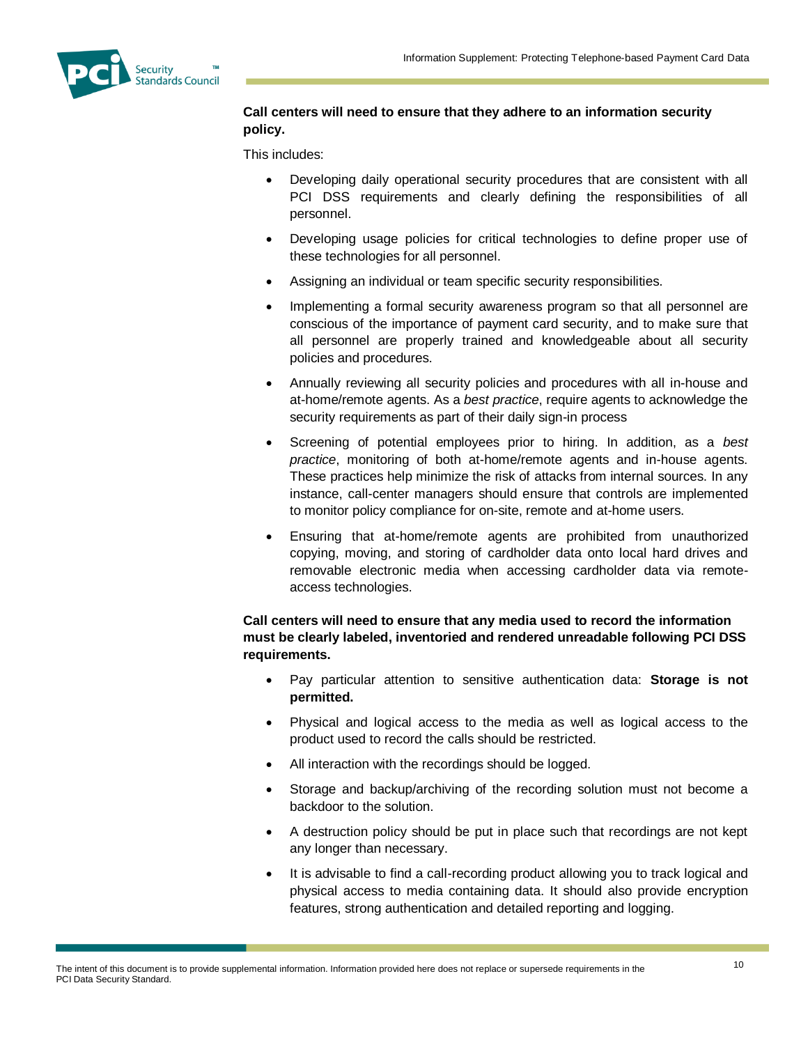**Call centers will need to ensure that they adhere to an information security policy.**

This includes:

- Developing daily operational security procedures that are consistent with all PCI DSS requirements and clearly defining the responsibilities of all personnel.
- Developing usage policies for critical technologies to define proper use of these technologies for all personnel.
- Assigning an individual or team specific security responsibilities.
- Implementing a formal security awareness program so that all personnel are conscious of the importance of payment card security, and to make sure that all personnel are properly trained and knowledgeable about all security policies and procedures.
- Annually reviewing all security policies and procedures with all in-house and at-home/remote agents. As a *best practice*, require agents to acknowledge the security requirements as part of their daily sign-in process
- Screening of potential employees prior to hiring. In addition, as a *best practice*, monitoring of both at-home/remote agents and in-house agents. These practices help minimize the risk of attacks from internal sources. In any instance, call-center managers should ensure that controls are implemented to monitor policy compliance for on-site, remote and at-home users.
- Ensuring that at-home/remote agents are prohibited from unauthorized copying, moving, and storing of cardholder data onto local hard drives and removable electronic media when accessing cardholder data via remote-access technologies.

**Call centers will need to ensure that any media used to record the information must be clearly labeled, inventoried and rendered unreadable following PCI DSS requirements.**

- Pay particular attention to sensitive authentication data: **Storage is not permitted.**
- Physical and logical access to the media as well as logical access to the product used to record the calls should be restricted.
- All interaction with the recordings should be logged.
- Storage and backup/archiving of the recording solution must not become a backdoor to the solution.
- A destruction policy should be put in place such that recordings are not kept any longer than necessary.
- It is advisable to find a call-recording product allowing you to track logical and physical access to media containing data. It should also provide encryption features, strong authentication and detailed reporting and logging.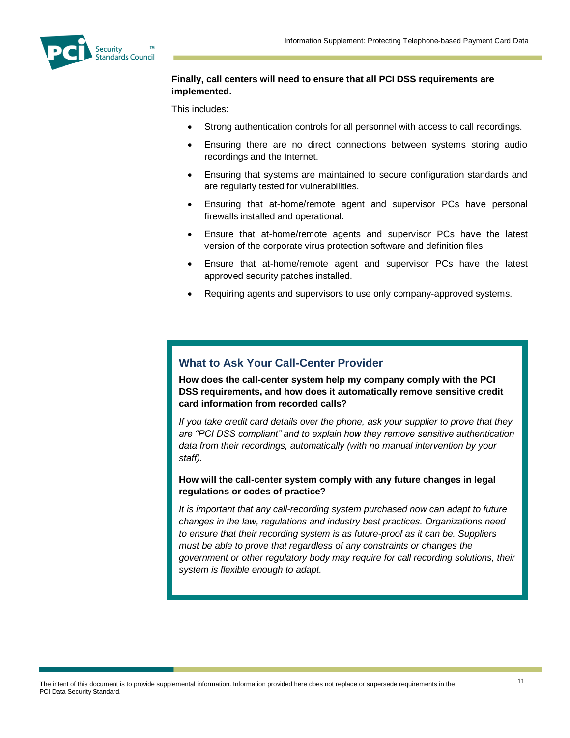**Finally, call centers will need to ensure that all PCI DSS requirements are implemented.**

This includes:

- Strong authentication controls for all personnel with access to call recordings.
- Ensuring there are no direct connections between systems storing audio recordings and the Internet.
- Ensuring that systems are maintained to secure configuration standards and are regularly tested for vulnerabilities.
- Ensuring that at-home/remote agent and supervisor PCs have personal firewalls installed and operational.
- Ensure that at-home/remote agents and supervisor PCs have the latest version of the corporate virus protection software and definition files
- Ensure that at-home/remote agent and supervisor PCs have the latest approved security patches installed.
- Requiring agents and supervisors to use only company-approved systems.

## What to Ask Your Call-Center Provider

**How does the call-center system help my company comply with the PCI DSS requirements, and how does it automatically remove sensitive credit card information from recorded calls?**

*If you take credit card details over the phone, ask your supplier to prove that they are "PCI DSS compliant" and to explain how they remove sensitive authentication data from their recordings, automatically (with no manual intervention by your staff).*

**How will the call-center system comply with any future changes in legal regulations or codes of practice?**

*It is important that any call-recording system purchased now can adapt to future changes in the law, regulations and industry best practices. Organizations need to ensure that their recording system is as future-proof as it can be. Suppliers must be able to prove that regardless of any constraints or changes the government or other regulatory body may require for call recording solutions, their system is flexible enough to adapt.*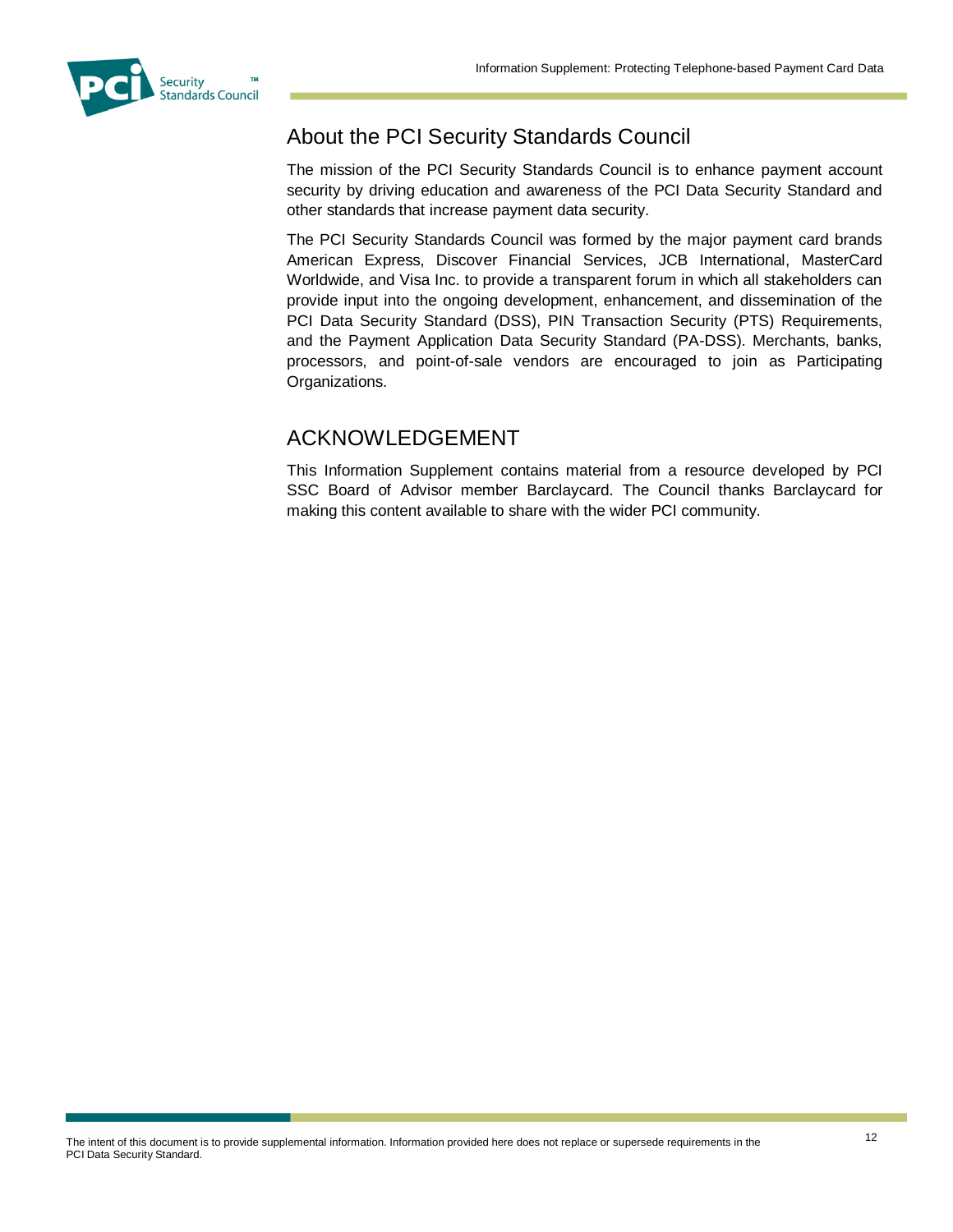## About the PCI Security Standards Council

The mission of the PCI Security Standards Council is to enhance payment account security by driving education and awareness of the PCI Data Security Standard and other standards that increase payment data security.

The PCI Security Standards Council was formed by the major payment card brands American Express, Discover Financial Services, JCB International, MasterCard Worldwide, and Visa Inc. to provide a transparent forum in which all stakeholders can provide input into the ongoing development, enhancement, and dissemination of the PCI Data Security Standard (DSS), PIN Transaction Security (PTS) Requirements, and the Payment Application Data Security Standard (PA-DSS). Merchants, banks, processors, and point-of-sale vendors are encouraged to join as Participating Organizations.

## ACKNOWLEDGEMENT

This Information Supplement contains material from a resource developed by PCI SSC Board of Advisor member Barclaycard. The Council thanks Barclaycard for making this content available to share with the wider PCI community.